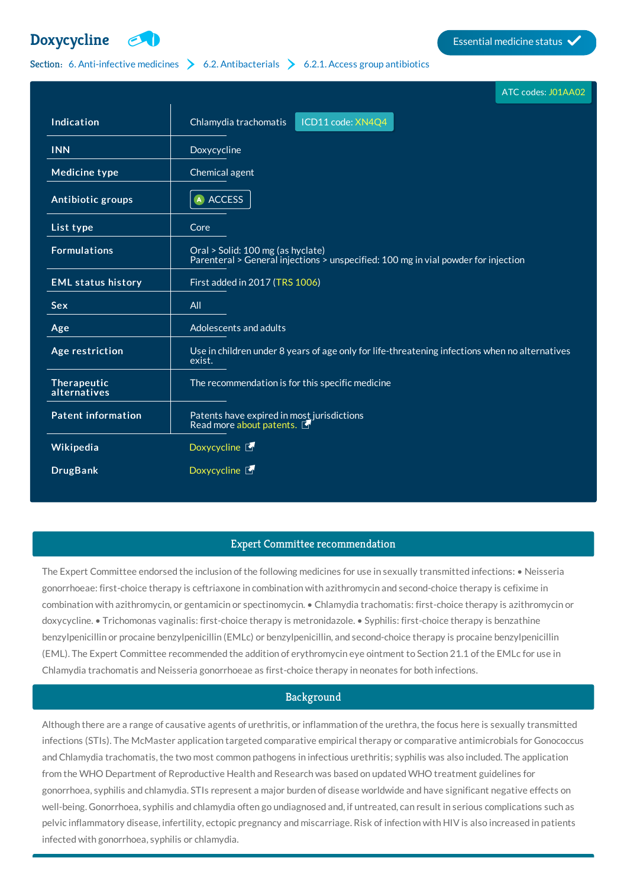# Doxycycline

Essential medicine status ✓

Section: 6. Anti-infective medicines > 6.2. Antibacterials > 6.2.1. Access group antibiotics

ATC codes: J01AA02

| | |
|---|---|
| **Indication** | Chlamydia trachomatis ICD11 code: XN4Q4 |
| **INN** | Doxycycline |
| **Medicine type** | Chemical agent |
| **Antibiotic groups** | ACCESS |
| **List type** | Core |
| **Formulations** | Oral > Solid: 100 mg (as hyclate)<br>Parenteral > General injections > unspecified: 100 mg in vial powder for injection |
| **EML status history** | First added in 2017 (TRS 1006) |
| **Sex** | All |
| **Age** | Adolescents and adults |
| **Age restriction** | Use in children under 8 years of age only for life-threatening infections when no alternatives exist. |
| **Therapeutic alternatives** | The recommendation is for this specific medicine |
| **Patent information** | Patents have expired in most jurisdictions<br>Read more about patents. |
| **Wikipedia** | Doxycycline |
| **DrugBank** | Doxycycline |

## Expert Committee recommendation

The Expert Committee endorsed the inclusion of the following medicines for use in sexually transmitted infections: • Neisseria gonorrhoeae: first-choice therapy is ceftriaxone in combination with azithromycin and second-choice therapy is cefixime in combination with azithromycin, or gentamicin or spectinomycin. • Chlamydia trachomatis: first-choice therapy is azithromycin or doxycycline. • Trichomonas vaginalis: first-choice therapy is metronidazole. • Syphilis: first-choice therapy is benzathine benzylpenicillin or procaine benzylpenicillin (EMLc) or benzylpenicillin, and second-choice therapy is procaine benzylpenicillin (EML). The Expert Committee recommended the addition of erythromycin eye ointment to Section 21.1 of the EMLc for use in Chlamydia trachomatis and Neisseria gonorrhoeae as first-choice therapy in neonates for both infections.

## Background

Although there are a range of causative agents of urethritis, or inflammation of the urethra, the focus here is sexually transmitted infections (STIs). The McMaster application targeted comparative empirical therapy or comparative antimicrobials for Gonococcus and Chlamydia trachomatis, the two most common pathogens in infectious urethritis; syphilis was also included. The application from the WHO Department of Reproductive Health and Research was based on updated WHO treatment guidelines for gonorrhoea, syphilis and chlamydia. STIs represent a major burden of disease worldwide and have significant negative effects on well-being. Gonorrhoea, syphilis and chlamydia often go undiagnosed and, if untreated, can result in serious complications such as pelvic inflammatory disease, infertility, ectopic pregnancy and miscarriage. Risk of infection with HIV is also increased in patients infected with gonorrhoea, syphilis or chlamydia.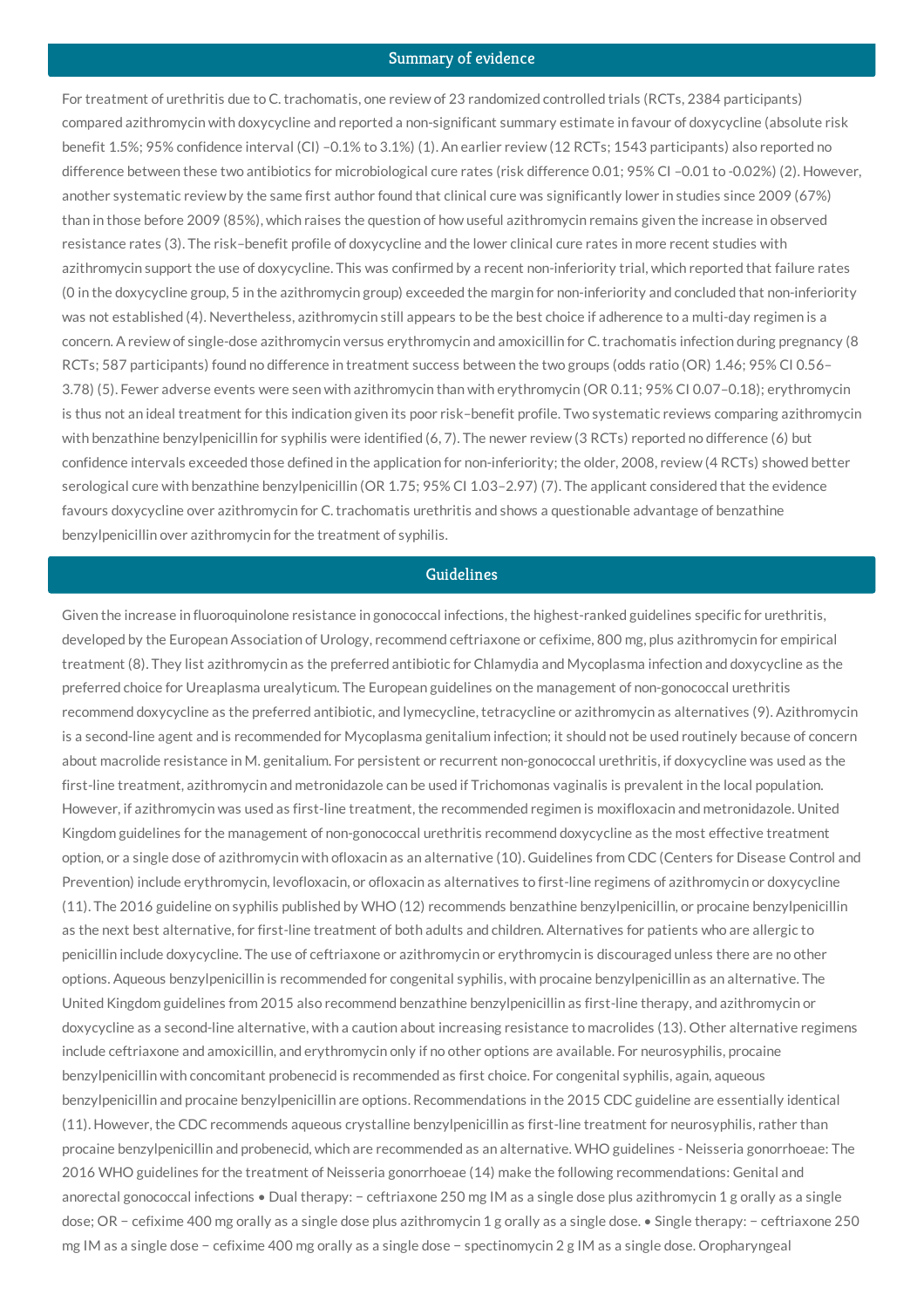## Summary of evidence

For treatment of urethritis due to C. trachomatis, one review of 23 randomized controlled trials (RCTs, 2384 participants) compared azithromycin with doxycycline and reported a non-significant summary estimate in favour of doxycycline (absolute risk benefit 1.5%; 95% confidence interval (CI) –0.1% to 3.1%) (1). An earlier review (12 RCTs; 1543 participants) also reported no difference between these two antibiotics for microbiological cure rates (risk difference 0.01; 95% CI –0.01 to -0.02%) (2). However, another systematic review by the same first author found that clinical cure was significantly lower in studies since 2009 (67%) than in those before 2009 (85%), which raises the question of how useful azithromycin remains given the increase in observed resistance rates (3). The risk–benefit profile of doxycycline and the lower clinical cure rates in more recent studies with azithromycin support the use of doxycycline. This was confirmed by a recent non-inferiority trial, which reported that failure rates (0 in the doxycycline group, 5 in the azithromycin group) exceeded the margin for non-inferiority and concluded that non-inferiority was not established (4). Nevertheless, azithromycin still appears to be the best choice if adherence to a multi-day regimen is a concern. A review of single-dose azithromycin versus erythromycin and amoxicillin for C. trachomatis infection during pregnancy (8 RCTs; 587 participants) found no difference in treatment success between the two groups (odds ratio (OR) 1.46; 95% CI 0.56–3.78) (5). Fewer adverse events were seen with azithromycin than with erythromycin (OR 0.11; 95% CI 0.07–0.18); erythromycin is thus not an ideal treatment for this indication given its poor risk–benefit profile. Two systematic reviews comparing azithromycin with benzathine benzylpenicillin for syphilis were identified (6, 7). The newer review (3 RCTs) reported no difference (6) but confidence intervals exceeded those defined in the application for non-inferiority; the older, 2008, review (4 RCTs) showed better serological cure with benzathine benzylpenicillin (OR 1.75; 95% CI 1.03–2.97) (7). The applicant considered that the evidence favours doxycycline over azithromycin for C. trachomatis urethritis and shows a questionable advantage of benzathine benzylpenicillin over azithromycin for the treatment of syphilis.

## Guidelines

Given the increase in fluoroquinolone resistance in gonococcal infections, the highest-ranked guidelines specific for urethritis, developed by the European Association of Urology, recommend ceftriaxone or cefixime, 800 mg, plus azithromycin for empirical treatment (8). They list azithromycin as the preferred antibiotic for Chlamydia and Mycoplasma infection and doxycycline as the preferred choice for Ureaplasma urealyticum. The European guidelines on the management of non-gonococcal urethritis recommend doxycycline as the preferred antibiotic, and lymecycline, tetracycline or azithromycin as alternatives (9). Azithromycin is a second-line agent and is recommended for Mycoplasma genitalium infection; it should not be used routinely because of concern about macrolide resistance in M. genitalium. For persistent or recurrent non-gonococcal urethritis, if doxycycline was used as the first-line treatment, azithromycin and metronidazole can be used if Trichomonas vaginalis is prevalent in the local population. However, if azithromycin was used as first-line treatment, the recommended regimen is moxifloxacin and metronidazole. United Kingdom guidelines for the management of non-gonococcal urethritis recommend doxycycline as the most effective treatment option, or a single dose of azithromycin with ofloxacin as an alternative (10). Guidelines from CDC (Centers for Disease Control and Prevention) include erythromycin, levofloxacin, or ofloxacin as alternatives to first-line regimens of azithromycin or doxycycline (11). The 2016 guideline on syphilis published by WHO (12) recommends benzathine benzylpenicillin, or procaine benzylpenicillin as the next best alternative, for first-line treatment of both adults and children. Alternatives for patients who are allergic to penicillin include doxycycline. The use of ceftriaxone or azithromycin or erythromycin is discouraged unless there are no other options. Aqueous benzylpenicillin is recommended for congenital syphilis, with procaine benzylpenicillin as an alternative. The United Kingdom guidelines from 2015 also recommend benzathine benzylpenicillin as first-line therapy, and azithromycin or doxycycline as a second-line alternative, with a caution about increasing resistance to macrolides (13). Other alternative regimens include ceftriaxone and amoxicillin, and erythromycin only if no other options are available. For neurosyphilis, procaine benzylpenicillin with concomitant probenecid is recommended as first choice. For congenital syphilis, again, aqueous benzylpenicillin and procaine benzylpenicillin are options. Recommendations in the 2015 CDC guideline are essentially identical (11). However, the CDC recommends aqueous crystalline benzylpenicillin as first-line treatment for neurosyphilis, rather than procaine benzylpenicillin and probenecid, which are recommended as an alternative. WHO guidelines - Neisseria gonorrhoeae: The 2016 WHO guidelines for the treatment of Neisseria gonorrhoeae (14) make the following recommendations: Genital and anorectal gonococcal infections • Dual therapy: − ceftriaxone 250 mg IM as a single dose plus azithromycin 1 g orally as a single dose; OR − cefixime 400 mg orally as a single dose plus azithromycin 1 g orally as a single dose. • Single therapy: − ceftriaxone 250 mg IM as a single dose − cefixime 400 mg orally as a single dose − spectinomycin 2 g IM as a single dose. Oropharyngeal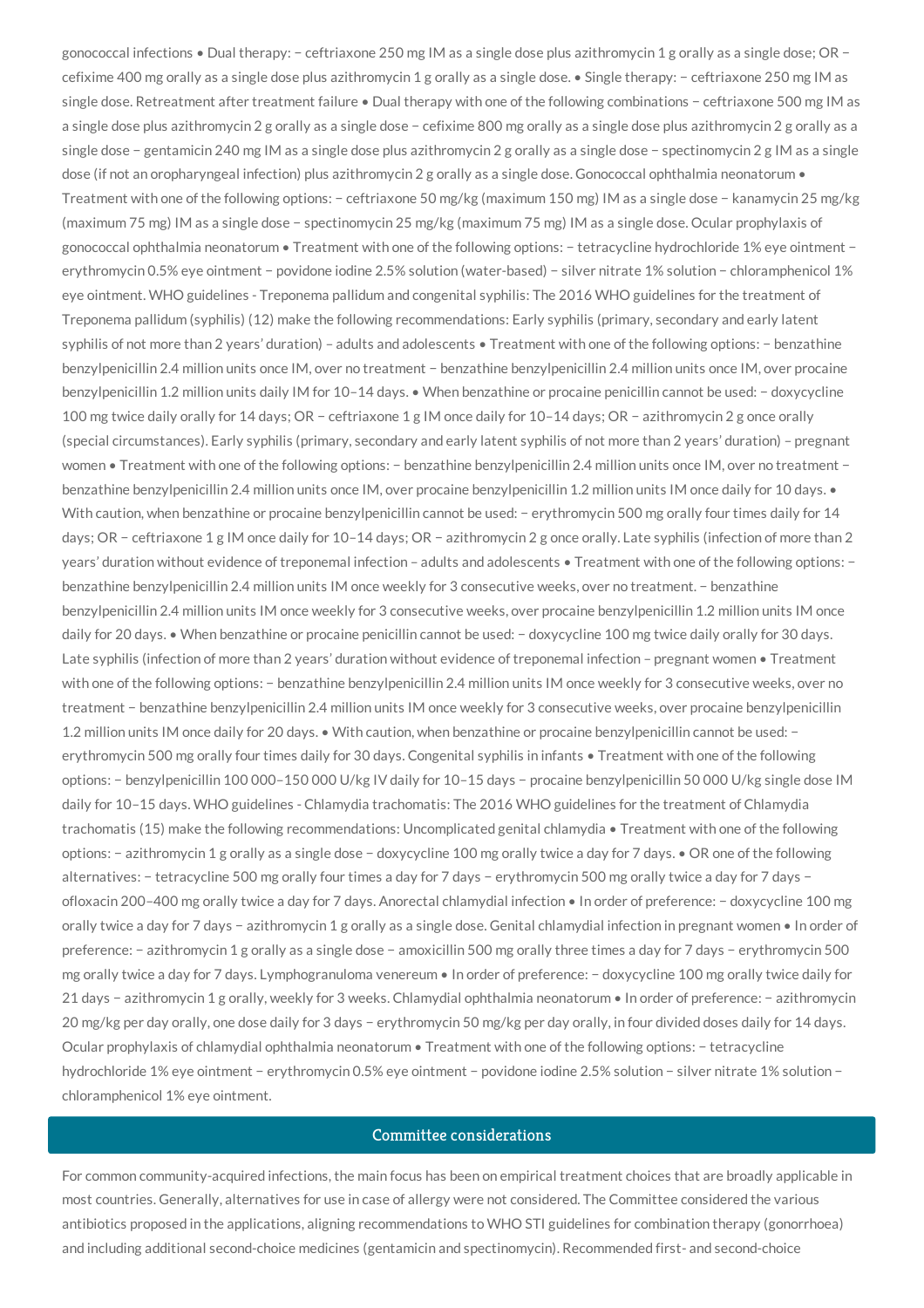gonococcal infections • Dual therapy: − ceftriaxone 250 mg IM as a single dose plus azithromycin 1 g orally as a single dose; OR − cefixime 400 mg orally as a single dose plus azithromycin 1 g orally as a single dose. • Single therapy: − ceftriaxone 250 mg IM as single dose. Retreatment after treatment failure • Dual therapy with one of the following combinations − ceftriaxone 500 mg IM as a single dose plus azithromycin 2 g orally as a single dose − cefixime 800 mg orally as a single dose plus azithromycin 2 g orally as a single dose − gentamicin 240 mg IM as a single dose plus azithromycin 2 g orally as a single dose − spectinomycin 2 g IM as a single dose (if not an oropharyngeal infection) plus azithromycin 2 g orally as a single dose. Gonococcal ophthalmia neonatorum • Treatment with one of the following options: − ceftriaxone 50 mg/kg (maximum 150 mg) IM as a single dose − kanamycin 25 mg/kg (maximum 75 mg) IM as a single dose − spectinomycin 25 mg/kg (maximum 75 mg) IM as a single dose. Ocular prophylaxis of gonococcal ophthalmia neonatorum • Treatment with one of the following options: − tetracycline hydrochloride 1% eye ointment − erythromycin 0.5% eye ointment − povidone iodine 2.5% solution (water-based) − silver nitrate 1% solution − chloramphenicol 1% eye ointment. WHO guidelines - Treponema pallidum and congenital syphilis: The 2016 WHO guidelines for the treatment of Treponema pallidum (syphilis) (12) make the following recommendations: Early syphilis (primary, secondary and early latent syphilis of not more than 2 years' duration) – adults and adolescents • Treatment with one of the following options: − benzathine benzylpenicillin 2.4 million units once IM, over no treatment − benzathine benzylpenicillin 2.4 million units once IM, over procaine benzylpenicillin 1.2 million units daily IM for 10–14 days. • When benzathine or procaine penicillin cannot be used: − doxycycline 100 mg twice daily orally for 14 days; OR − ceftriaxone 1 g IM once daily for 10–14 days; OR − azithromycin 2 g once orally (special circumstances). Early syphilis (primary, secondary and early latent syphilis of not more than 2 years' duration) – pregnant women • Treatment with one of the following options: − benzathine benzylpenicillin 2.4 million units once IM, over no treatment − benzathine benzylpenicillin 2.4 million units once IM, over procaine benzylpenicillin 1.2 million units IM once daily for 10 days. • With caution, when benzathine or procaine benzylpenicillin cannot be used: − erythromycin 500 mg orally four times daily for 14 days; OR − ceftriaxone 1 g IM once daily for 10–14 days; OR − azithromycin 2 g once orally. Late syphilis (infection of more than 2 years' duration without evidence of treponemal infection – adults and adolescents • Treatment with one of the following options: − benzathine benzylpenicillin 2.4 million units IM once weekly for 3 consecutive weeks, over no treatment. − benzathine benzylpenicillin 2.4 million units IM once weekly for 3 consecutive weeks, over procaine benzylpenicillin 1.2 million units IM once daily for 20 days. • When benzathine or procaine penicillin cannot be used: − doxycycline 100 mg twice daily orally for 30 days. Late syphilis (infection of more than 2 years' duration without evidence of treponemal infection – pregnant women • Treatment with one of the following options: − benzathine benzylpenicillin 2.4 million units IM once weekly for 3 consecutive weeks, over no treatment − benzathine benzylpenicillin 2.4 million units IM once weekly for 3 consecutive weeks, over procaine benzylpenicillin 1.2 million units IM once daily for 20 days. • With caution, when benzathine or procaine benzylpenicillin cannot be used: − erythromycin 500 mg orally four times daily for 30 days. Congenital syphilis in infants • Treatment with one of the following options: − benzylpenicillin 100 000–150 000 U/kg IV daily for 10–15 days − procaine benzylpenicillin 50 000 U/kg single dose IM daily for 10–15 days. WHO guidelines - Chlamydia trachomatis: The 2016 WHO guidelines for the treatment of Chlamydia trachomatis (15) make the following recommendations: Uncomplicated genital chlamydia • Treatment with one of the following options: − azithromycin 1 g orally as a single dose − doxycycline 100 mg orally twice a day for 7 days. • OR one of the following alternatives: − tetracycline 500 mg orally four times a day for 7 days − erythromycin 500 mg orally twice a day for 7 days − ofloxacin 200–400 mg orally twice a day for 7 days. Anorectal chlamydial infection • In order of preference: − doxycycline 100 mg orally twice a day for 7 days − azithromycin 1 g orally as a single dose. Genital chlamydial infection in pregnant women • In order of preference: − azithromycin 1 g orally as a single dose − amoxicillin 500 mg orally three times a day for 7 days − erythromycin 500 mg orally twice a day for 7 days. Lymphogranuloma venereum • In order of preference: − doxycycline 100 mg orally twice daily for 21 days − azithromycin 1 g orally, weekly for 3 weeks. Chlamydial ophthalmia neonatorum • In order of preference: − azithromycin 20 mg/kg per day orally, one dose daily for 3 days − erythromycin 50 mg/kg per day orally, in four divided doses daily for 14 days. Ocular prophylaxis of chlamydial ophthalmia neonatorum • Treatment with one of the following options: − tetracycline hydrochloride 1% eye ointment − erythromycin 0.5% eye ointment − povidone iodine 2.5% solution − silver nitrate 1% solution − chloramphenicol 1% eye ointment.

## Committee considerations

For common community-acquired infections, the main focus has been on empirical treatment choices that are broadly applicable in most countries. Generally, alternatives for use in case of allergy were not considered. The Committee considered the various antibiotics proposed in the applications, aligning recommendations to WHO STI guidelines for combination therapy (gonorrhoea) and including additional second-choice medicines (gentamicin and spectinomycin). Recommended first- and second-choice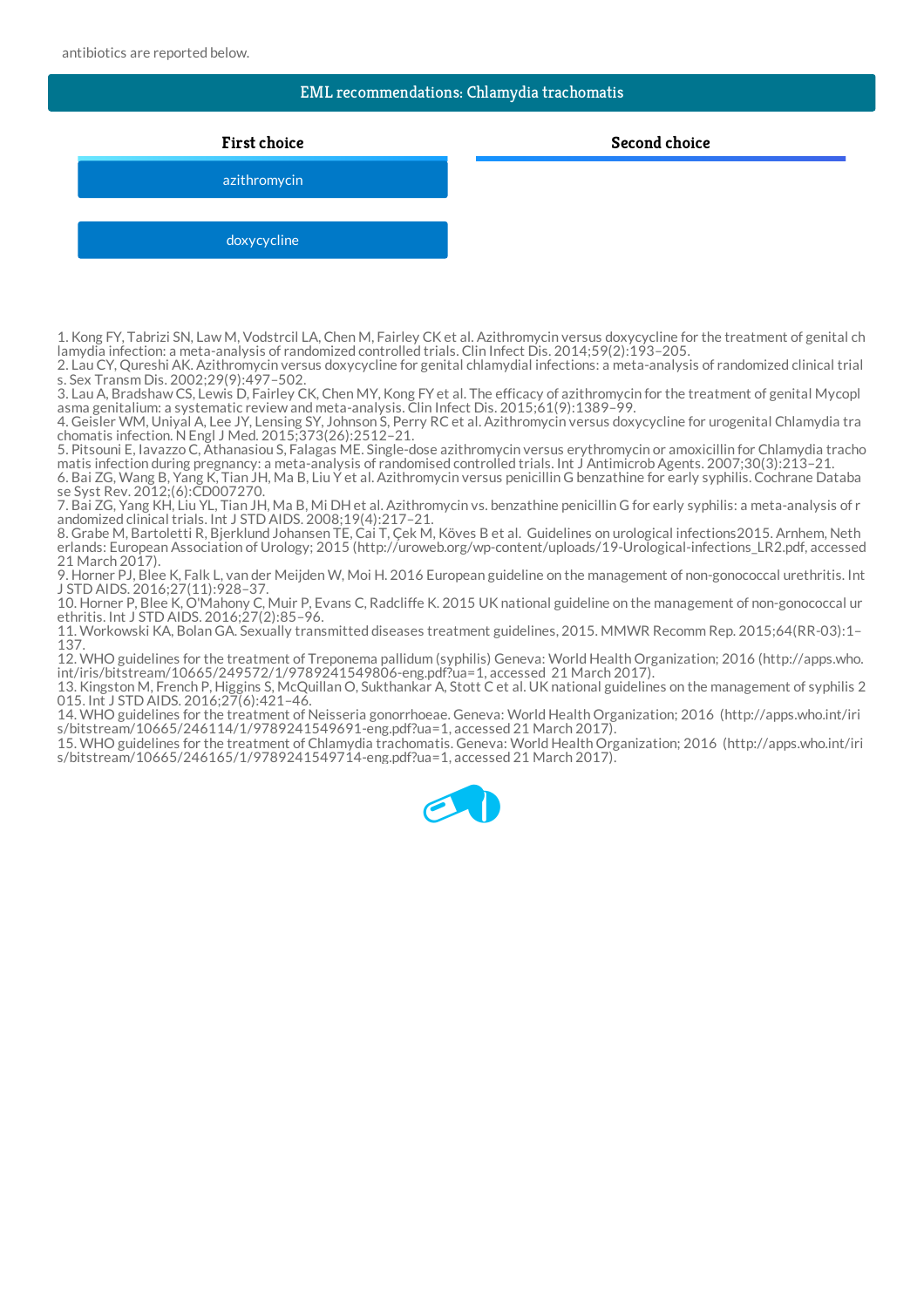antibiotics are reported below.

## EML recommendations: Chlamydia trachomatis

| First choice | Second choice |
| --- | --- |
| azithromycin | |
| doxycycline | |

1. Kong FY, Tabrizi SN, Law M, Vodstrcil LA, Chen M, Fairley CK et al. Azithromycin versus doxycycline for the treatment of genital chlamydia infection: a meta-analysis of randomized controlled trials. Clin Infect Dis. 2014;59(2):193–205.
2. Lau CY, Qureshi AK. Azithromycin versus doxycycline for genital chlamydial infections: a meta-analysis of randomized clinical trials. Sex Transm Dis. 2002;29(9):497–502.
3. Lau A, Bradshaw CS, Lewis D, Fairley CK, Chen MY, Kong FY et al. The efficacy of azithromycin for the treatment of genital Mycoplasma genitalium: a systematic review and meta-analysis. Clin Infect Dis. 2015;61(9):1389–99.
4. Geisler WM, Uniyal A, Lee JY, Lensing SY, Johnson S, Perry RC et al. Azithromycin versus doxycycline for urogenital Chlamydia trachomatis infection. N Engl J Med. 2015;373(26):2512–21.
5. Pitsouni E, Iavazzo C, Athanasiou S, Falagas ME. Single-dose azithromycin versus erythromycin or amoxicillin for Chlamydia trachomatis infection during pregnancy: a meta-analysis of randomised controlled trials. Int J Antimicrob Agents. 2007;30(3):213–21.
6. Bai ZG, Wang B, Yang K, Tian JH, Ma B, Liu Y et al. Azithromycin versus penicillin G benzathine for early syphilis. Cochrane Database Syst Rev. 2012;(6):CD007270.
7. Bai ZG, Yang KH, Liu YL, Tian JH, Ma B, Mi DH et al. Azithromycin vs. benzathine penicillin G for early syphilis: a meta-analysis of randomized clinical trials. Int J STD AIDS. 2008;19(4):217–21.
8. Grabe M, Bartoletti R, Bjerklund Johansen TE, Cai T, Çek M, Köves B et al. Guidelines on urological infections2015. Arnhem, Netherlands: European Association of Urology; 2015 (http://uroweb.org/wp-content/uploads/19-Urological-infections_LR2.pdf, accessed 21 March 2017).
9. Horner PJ, Blee K, Falk L, van der Meijden W, Moi H. 2016 European guideline on the management of non-gonococcal urethritis. Int J STD AIDS. 2016;27(11):928–37.
10. Horner P, Blee K, O'Mahony C, Muir P, Evans C, Radcliffe K. 2015 UK national guideline on the management of non-gonococcal urethritis. Int J STD AIDS. 2016;27(2):85–96.
11. Workowski KA, Bolan GA. Sexually transmitted diseases treatment guidelines, 2015. MMWR Recomm Rep. 2015;64(RR-03):1–137.
12. WHO guidelines for the treatment of Treponema pallidum (syphilis) Geneva: World Health Organization; 2016 (http://apps.who.int/iris/bitstream/10665/249572/1/9789241549806-eng.pdf?ua=1, accessed 21 March 2017).
13. Kingston M, French P, Higgins S, McQuillan O, Sukthankar A, Stott C et al. UK national guidelines on the management of syphilis 2015. Int J STD AIDS. 2016;27(6):421–46.
14. WHO guidelines for the treatment of Neisseria gonorrhoeae. Geneva: World Health Organization; 2016 (http://apps.who.int/iris/bitstream/10665/246114/1/9789241549691-eng.pdf?ua=1, accessed 21 March 2017).
15. WHO guidelines for the treatment of Chlamydia trachomatis. Geneva: World Health Organization; 2016 (http://apps.who.int/iris/bitstream/10665/246165/1/9789241549714-eng.pdf?ua=1, accessed 21 March 2017).